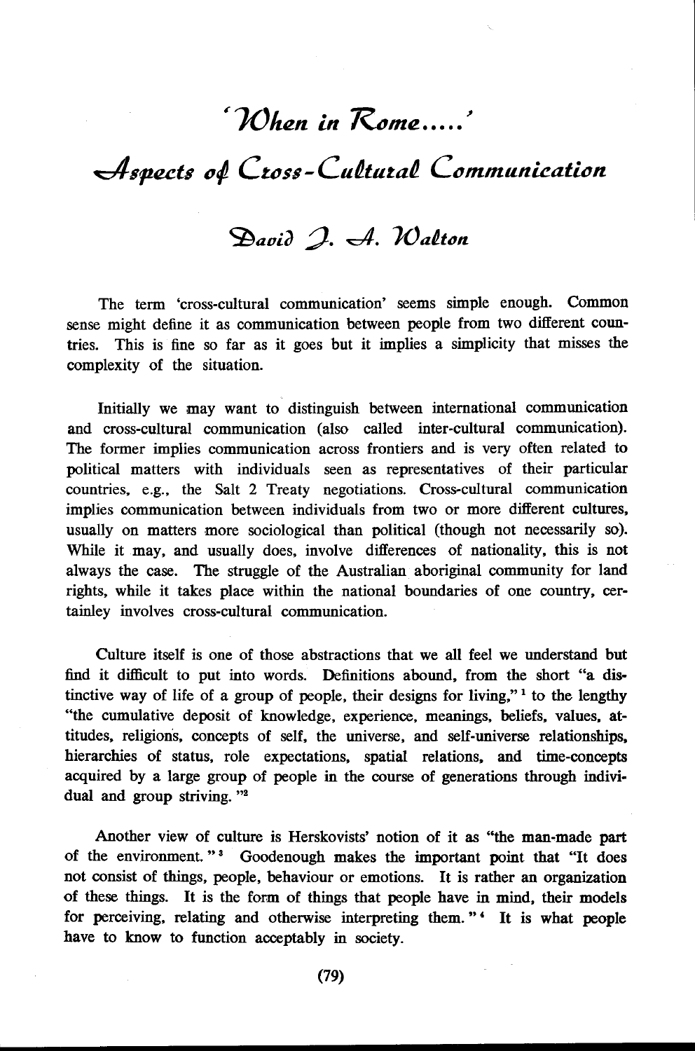# 'When in Rome.....'

## Aspects of Cross-Cultural Communication

### David J. A. Walton

The term 'cross-cultural communication' seems simple enough. Common sense might define it as communication between people from two different countries. This is fine so far as it goes but it implies a simplicity that misses the complexity of the situation.

Initially we may want to distinguish between international communication and cross-cultural communication (also called inter-cultural communication). The former implies communication across frontiers and is very often related to political matters with individuals seen as representatives of their particular countries, e.g., the Salt 2 Treaty negotiations. Cross-cultural communication implies communication between individuals from two or more different cultures, usually on matters more sociological than political (though not necessarily so). While it may, and usually does, involve differences of nationality, this is not always the case. The struggle of the Australian aboriginal community for land rights, while it takes place within the national boundaries of one country, certainley involves cross-cultural communication.

Culture itself is one of those abstractions that we all feel we understand but find it difficult to put into words. Definitions abound, from the short "a distinctive way of life of a group of people, their designs for living,"[1] to the lengthy "the cumulative deposit of knowledge, experience, meanings, beliefs, values, attitudes, religions, concepts of self, the universe, and self-universe relationships, hierarchies of status, role expectations, spatial relations, and time-concepts acquired by a large group of people in the course of generations through individual and group striving."[2]

Another view of culture is Herskovists' notion of it as "the man-made part of the environment."[3] Goodenough makes the important point that "It does not consist of things, people, behaviour or emotions. It is rather an organization of these things. It is the form of things that people have in mind, their models for perceiving, relating and otherwise interpreting them."[4] It is what people have to know to function acceptably in society.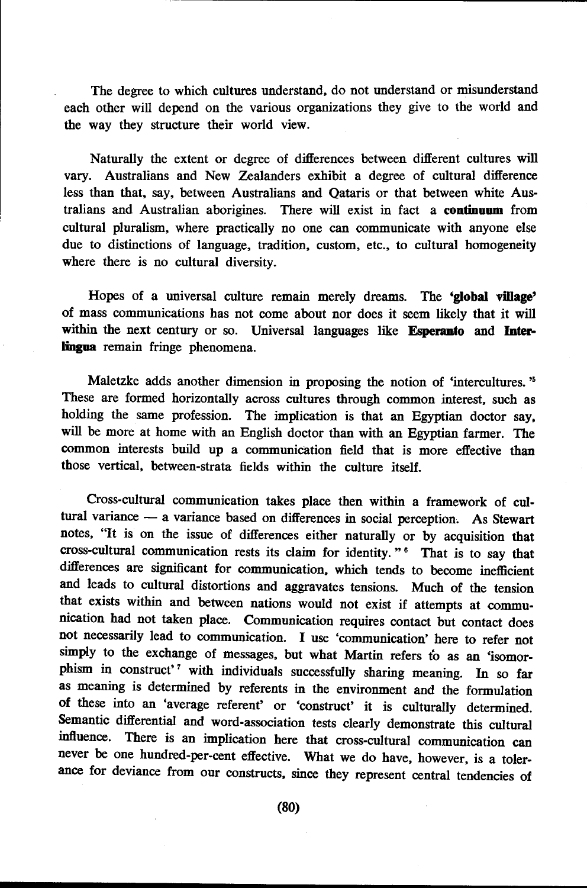The degree to which cultures understand, do not understand or misunderstand each other will depend on the various organizations they give to the world and the way they structure their world view.

Naturally the extent or degree of differences between different cultures will vary. Australians and New Zealanders exhibit a degree of cultural difference less than that, say, between Australians and Qataris or that between white Australians and Australian aborigines. There will exist in fact a **continuum** from cultural pluralism, where practically no one can communicate with anyone else due to distinctions of language, tradition, custom, etc., to cultural homogeneity where there is no cultural diversity.

Hopes of a universal culture remain merely dreams. The **'global village'** of mass communications has not come about nor does it seem likely that it will within the next century or so. Universal languages like **Esperanto** and **Interlingua** remain fringe phenomena.

Maletzke adds another dimension in proposing the notion of 'intercultures.'[5] These are formed horizontally across cultures through common interest, such as holding the same profession. The implication is that an Egyptian doctor say, will be more at home with an English doctor than with an Egyptian farmer. The common interests build up a communication field that is more effective than those vertical, between-strata fields within the culture itself.

Cross-cultural communication takes place then within a framework of cultural variance — a variance based on differences in social perception. As Stewart notes, "It is on the issue of differences either naturally or by acquisition that cross-cultural communication rests its claim for identity."[6] That is to say that differences are significant for communication, which tends to become inefficient and leads to cultural distortions and aggravates tensions. Much of the tension that exists within and between nations would not exist if attempts at communication had not taken place. Communication requires contact but contact does not necessarily lead to communication. I use 'communication' here to refer not simply to the exchange of messages, but what Martin refers to as an 'isomorphism in construct'[7] with individuals successfully sharing meaning. In so far as meaning is determined by referents in the environment and the formulation of these into an 'average referent' or 'construct' it is culturally determined. Semantic differential and word-association tests clearly demonstrate this cultural influence. There is an implication here that cross-cultural communication can never be one hundred-per-cent effective. What we do have, however, is a tolerance for deviance from our constructs, since they represent central tendencies of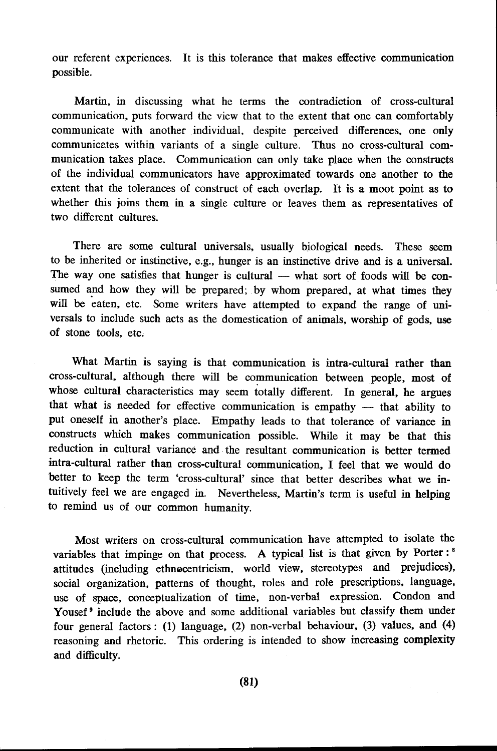our referent experiences. It is this tolerance that makes effective communication possible.

Martin, in discussing what he terms the contradiction of cross-cultural communication, puts forward the view that to the extent that one can comfortably communicate with another individual, despite perceived differences, one only communicates within variants of a single culture. Thus no cross-cultural communication takes place. Communication can only take place when the constructs of the individual communicators have approximated towards one another to the extent that the tolerances of construct of each overlap. It is a moot point as to whether this joins them in a single culture or leaves them as representatives of two different cultures.

There are some cultural universals, usually biological needs. These seem to be inherited or instinctive, e.g., hunger is an instinctive drive and is a universal. The way one satisfies that hunger is cultural — what sort of foods will be consumed and how they will be prepared; by whom prepared, at what times they will be eaten, etc. Some writers have attempted to expand the range of universals to include such acts as the domestication of animals, worship of gods, use of stone tools, etc.

What Martin is saying is that communication is intra-cultural rather than cross-cultural, although there will be communication between people, most of whose cultural characteristics may seem totally different. In general, he argues that what is needed for effective communication is empathy — that ability to put oneself in another's place. Empathy leads to that tolerance of variance in constructs which makes communication possible. While it may be that this reduction in cultural variance and the resultant communication is better termed intra-cultural rather than cross-cultural communication, I feel that we would do better to keep the term 'cross-cultural' since that better describes what we intuitively feel we are engaged in. Nevertheless, Martin's term is useful in helping to remind us of our common humanity.

Most writers on cross-cultural communication have attempted to isolate the variables that impinge on that process. A typical list is that given by Porter:[8] attitudes (including ethnocentricism, world view, stereotypes and prejudices), social organization, patterns of thought, roles and role prescriptions, language, use of space, conceptualization of time, non-verbal expression. Condon and Yousef[9] include the above and some additional variables but classify them under four general factors: (1) language, (2) non-verbal behaviour, (3) values, and (4) reasoning and rhetoric. This ordering is intended to show increasing complexity and difficulty.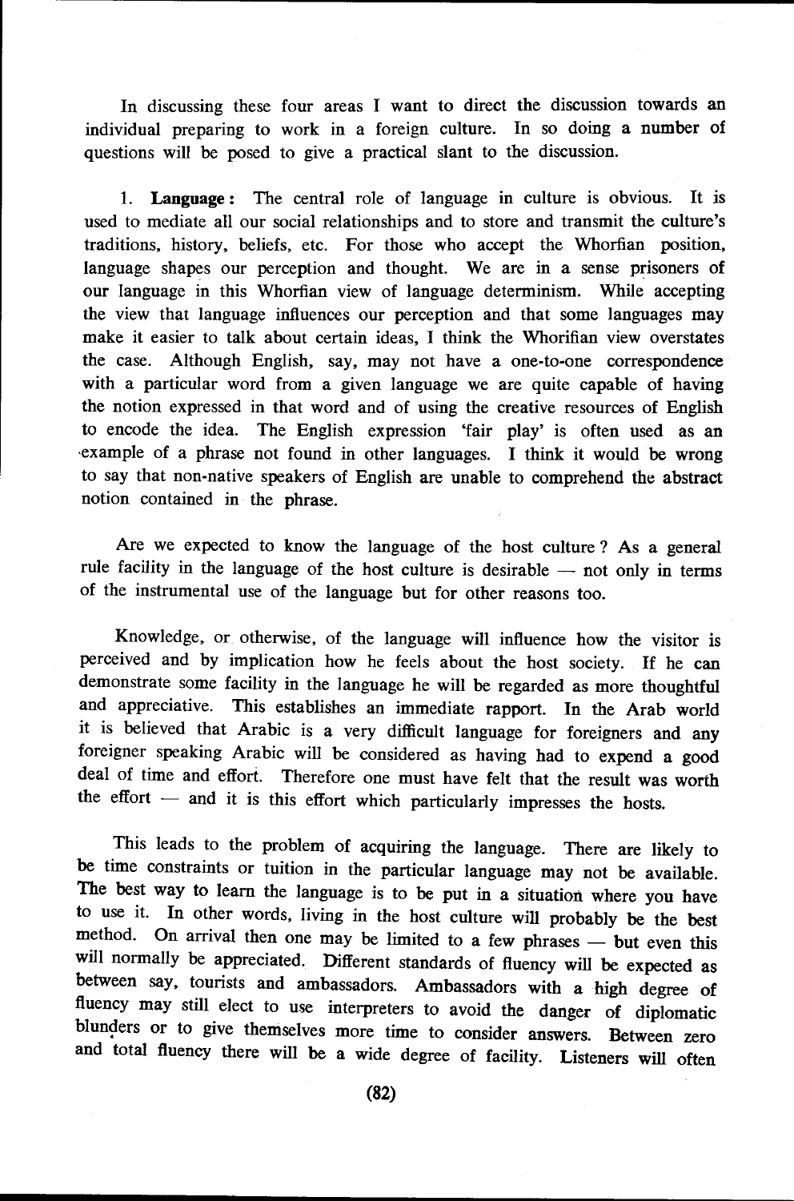In discussing these four areas I want to direct the discussion towards an individual preparing to work in a foreign culture. In so doing a number of questions will be posed to give a practical slant to the discussion.

1. **Language:** The central role of language in culture is obvious. It is used to mediate all our social relationships and to store and transmit the culture's traditions, history, beliefs, etc. For those who accept the Whorfian position, language shapes our perception and thought. We are in a sense prisoners of our language in this Whorfian view of language determinism. While accepting the view that language influences our perception and that some languages may make it easier to talk about certain ideas, I think the Whorfian view overstates the case. Although English, say, may not have a one-to-one correspondence with a particular word from a given language we are quite capable of having the notion expressed in that word and of using the creative resources of English to encode the idea. The English expression 'fair play' is often used as an example of a phrase not found in other languages. I think it would be wrong to say that non-native speakers of English are unable to comprehend the abstract notion contained in the phrase.

Are we expected to know the language of the host culture? As a general rule facility in the language of the host culture is desirable — not only in terms of the instrumental use of the language but for other reasons too.

Knowledge, or otherwise, of the language will influence how the visitor is perceived and by implication how he feels about the host society. If he can demonstrate some facility in the language he will be regarded as more thoughtful and appreciative. This establishes an immediate rapport. In the Arab world it is believed that Arabic is a very difficult language for foreigners and any foreigner speaking Arabic will be considered as having had to expend a good deal of time and effort. Therefore one must have felt that the result was worth the effort — and it is this effort which particularly impresses the hosts.

This leads to the problem of acquiring the language. There are likely to be time constraints or tuition in the particular language may not be available. The best way to learn the language is to be put in a situation where you have to use it. In other words, living in the host culture will probably be the best method. On arrival then one may be limited to a few phrases — but even this will normally be appreciated. Different standards of fluency will be expected as between say, tourists and ambassadors. Ambassadors with a high degree of fluency may still elect to use interpreters to avoid the danger of diplomatic blunders or to give themselves more time to consider answers. Between zero and total fluency there will be a wide degree of facility. Listeners will often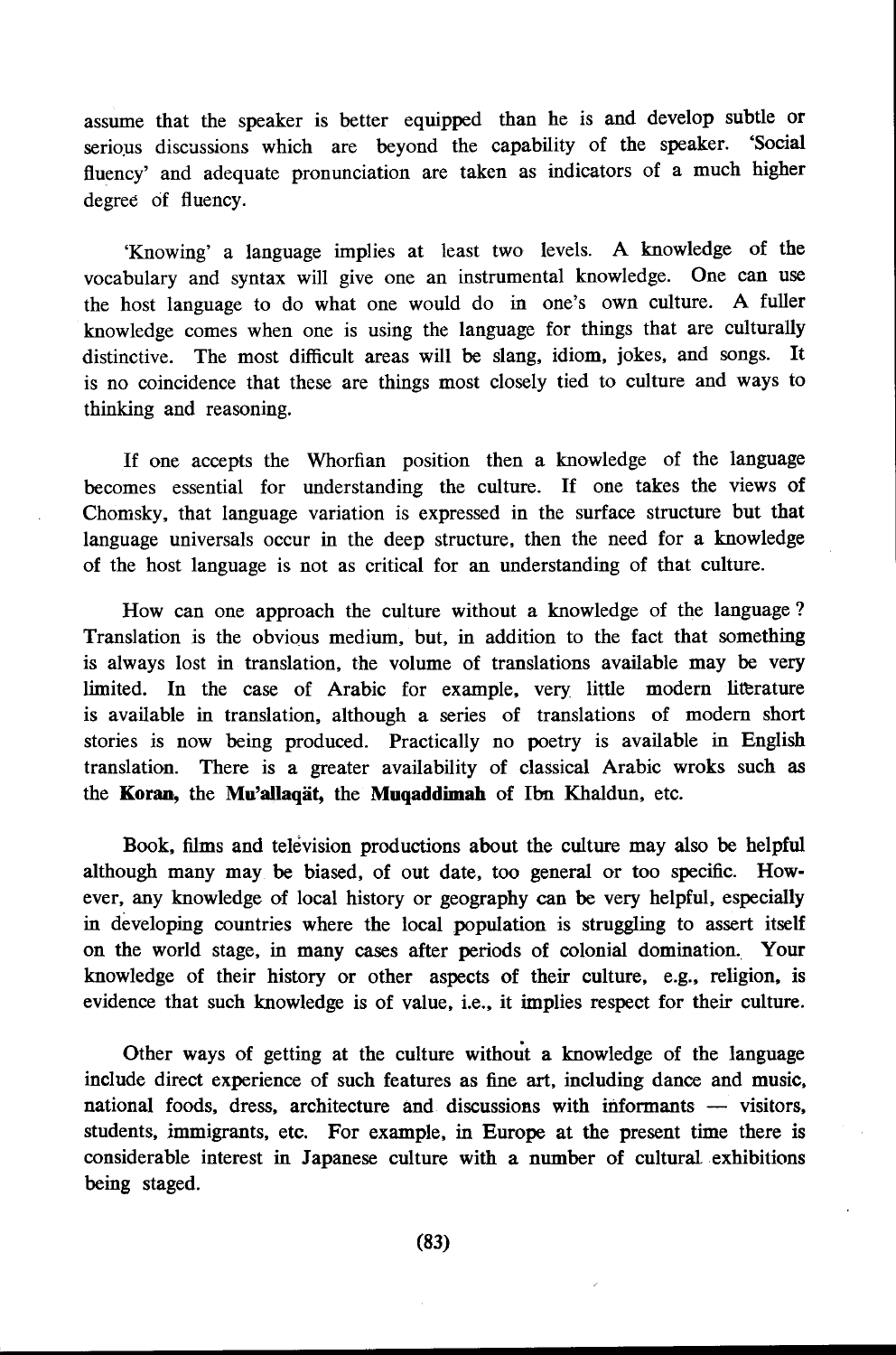assume that the speaker is better equipped than he is and develop subtle or serious discussions which are beyond the capability of the speaker. 'Social fluency' and adequate pronunciation are taken as indicators of a much higher degree of fluency.

'Knowing' a language implies at least two levels. A knowledge of the vocabulary and syntax will give one an instrumental knowledge. One can use the host language to do what one would do in one's own culture. A fuller knowledge comes when one is using the language for things that are culturally distinctive. The most difficult areas will be slang, idiom, jokes, and songs. It is no coincidence that these are things most closely tied to culture and ways to thinking and reasoning.

If one accepts the Whorfian position then a knowledge of the language becomes essential for understanding the culture. If one takes the views of Chomsky, that language variation is expressed in the surface structure but that language universals occur in the deep structure, then the need for a knowledge of the host language is not as critical for an understanding of that culture.

How can one approach the culture without a knowledge of the language? Translation is the obvious medium, but, in addition to the fact that something is always lost in translation, the volume of translations available may be very limited. In the case of Arabic for example, very little modern litterature is available in translation, although a series of translations of modern short stories is now being produced. Practically no poetry is available in English translation. There is a greater availability of classical Arabic wroks such as the **Koran,** the **Mu'allaqät,** the **Muqaddimah** of Ibn Khaldun, etc.

Book, films and television productions about the culture may also be helpful although many may be biased, of out date, too general or too specific. However, any knowledge of local history or geography can be very helpful, especially in developing countries where the local population is struggling to assert itself on the world stage, in many cases after periods of colonial domination. Your knowledge of their history or other aspects of their culture, e.g., religion, is evidence that such knowledge is of value, i.e., it implies respect for their culture.

Other ways of getting at the culture without a knowledge of the language include direct experience of such features as fine art, including dance and music, national foods, dress, architecture and discussions with informants — visitors, students, immigrants, etc. For example, in Europe at the present time there is considerable interest in Japanese culture with a number of cultural exhibitions being staged.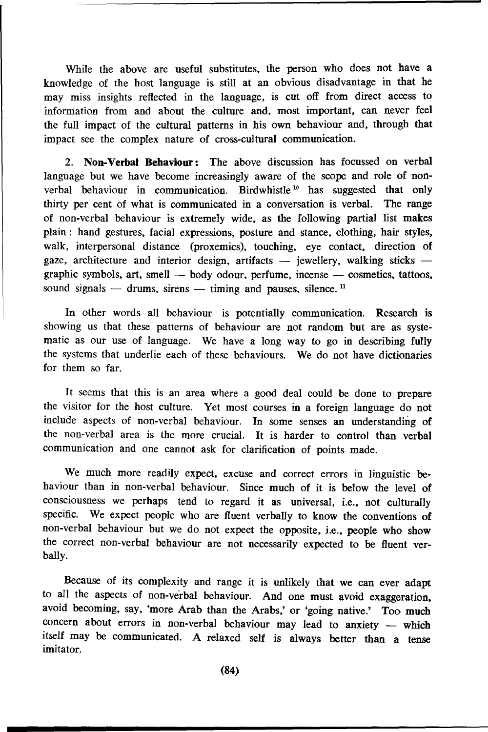While the above are useful substitutes, the person who does not have a knowledge of the host language is still at an obvious disadvantage in that he may miss insights reflected in the language, is cut off from direct access to information from and about the culture and, most important, can never feel the full impact of the cultural patterns in his own behaviour and, through that impact see the complex nature of cross-cultural communication.

2. **Non-Verbal Behaviour:** The above discussion has focussed on verbal language but we have become increasingly aware of the scope and role of non-verbal behaviour in communication. Birdwhistle[10] has suggested that only thirty per cent of what is communicated in a conversation is verbal. The range of non-verbal behaviour is extremely wide, as the following partial list makes plain: hand gestures, facial expressions, posture and stance, clothing, hair styles, walk, interpersonal distance (proxemics), touching, eye contact, direction of gaze, architecture and interior design, artifacts — jewellery, walking sticks — graphic symbols, art, smell — body odour, perfume, incense — cosmetics, tattoos, sound signals — drums, sirens — timing and pauses, silence.[11]

In other words all behaviour is potentially communication. Research is showing us that these patterns of behaviour are not random but are as systematic as our use of language. We have a long way to go in describing fully the systems that underlie each of these behaviours. We do not have dictionaries for them so far.

It seems that this is an area where a good deal could be done to prepare the visitor for the host culture. Yet most courses in a foreign language do not include aspects of non-verbal behaviour. In some senses an understanding of the non-verbal area is the more crucial. It is harder to control than verbal communication and one cannot ask for clarification of points made.

We much more readily expect, excuse and correct errors in linguistic behaviour than in non-verbal behaviour. Since much of it is below the level of consciousness we perhaps tend to regard it as universal, i.e., not culturally specific. We expect people who are fluent verbally to know the conventions of non-verbal behaviour but we do not expect the opposite, i.e., people who show the correct non-verbal behaviour are not necessarily expected to be fluent verbally.

Because of its complexity and range it is unlikely that we can ever adapt to all the aspects of non-verbal behaviour. And one must avoid exaggeration, avoid becoming, say, 'more Arab than the Arabs,' or 'going native.' Too much concern about errors in non-verbal behaviour may lead to anxiety — which itself may be communicated. A relaxed self is always better than a tense imitator.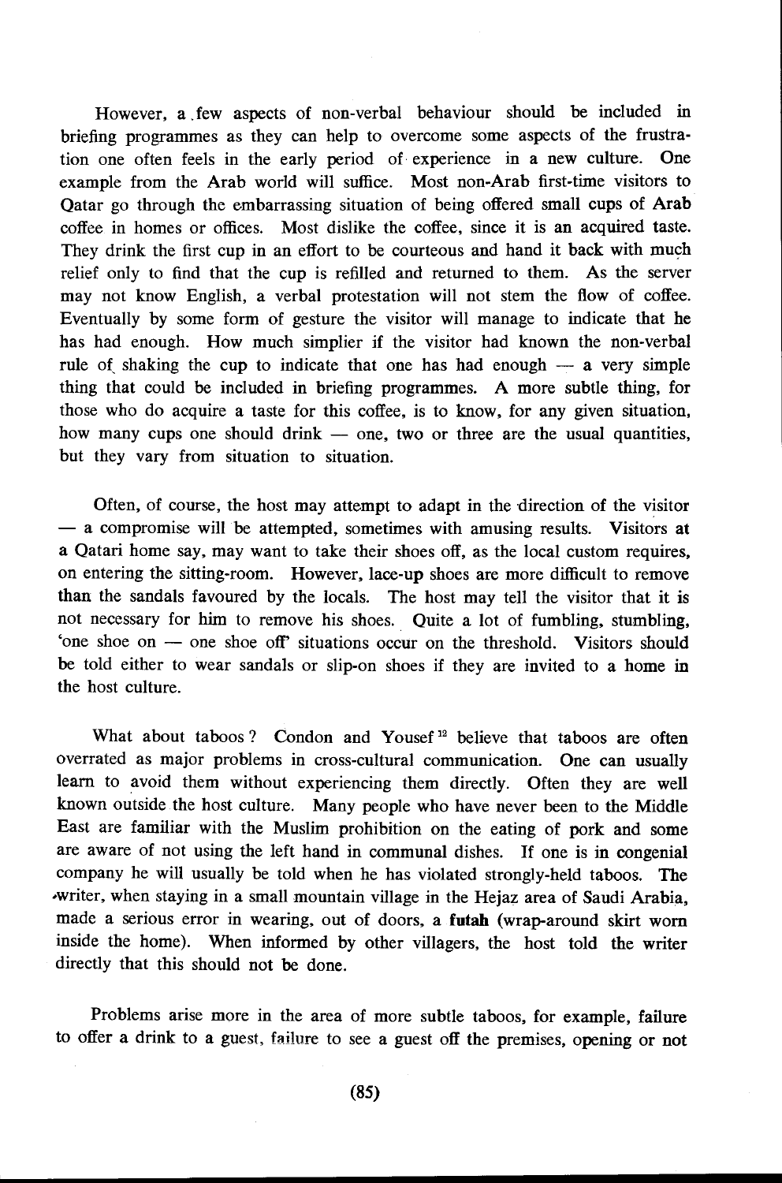However, a few aspects of non-verbal behaviour should be included in briefing programmes as they can help to overcome some aspects of the frustration one often feels in the early period of experience in a new culture. One example from the Arab world will suffice. Most non-Arab first-time visitors to Qatar go through the embarrassing situation of being offered small cups of Arab coffee in homes or offices. Most dislike the coffee, since it is an acquired taste. They drink the first cup in an effort to be courteous and hand it back with much relief only to find that the cup is refilled and returned to them. As the server may not know English, a verbal protestation will not stem the flow of coffee. Eventually by some form of gesture the visitor will manage to indicate that he has had enough. How much simplier if the visitor had known the non-verbal rule of shaking the cup to indicate that one has had enough — a very simple thing that could be included in briefing programmes. A more subtle thing, for those who do acquire a taste for this coffee, is to know, for any given situation, how many cups one should drink — one, two or three are the usual quantities, but they vary from situation to situation.

Often, of course, the host may attempt to adapt in the direction of the visitor — a compromise will be attempted, sometimes with amusing results. Visitors at a Qatari home say, may want to take their shoes off, as the local custom requires, on entering the sitting-room. However, lace-up shoes are more difficult to remove than the sandals favoured by the locals. The host may tell the visitor that it is not necessary for him to remove his shoes. Quite a lot of fumbling, stumbling, 'one shoe on — one shoe off' situations occur on the threshold. Visitors should be told either to wear sandals or slip-on shoes if they are invited to a home in the host culture.

What about taboos? Condon and Yousef[12] believe that taboos are often overrated as major problems in cross-cultural communication. One can usually learn to avoid them without experiencing them directly. Often they are well known outside the host culture. Many people who have never been to the Middle East are familiar with the Muslim prohibition on the eating of pork and some are aware of not using the left hand in communal dishes. If one is in congenial company he will usually be told when he has violated strongly-held taboos. The writer, when staying in a small mountain village in the Hejaz area of Saudi Arabia, made a serious error in wearing, out of doors, a **futah** (wrap-around skirt worn inside the home). When informed by other villagers, the host told the writer directly that this should not be done.

Problems arise more in the area of more subtle taboos, for example, failure to offer a drink to a guest, failure to see a guest off the premises, opening or not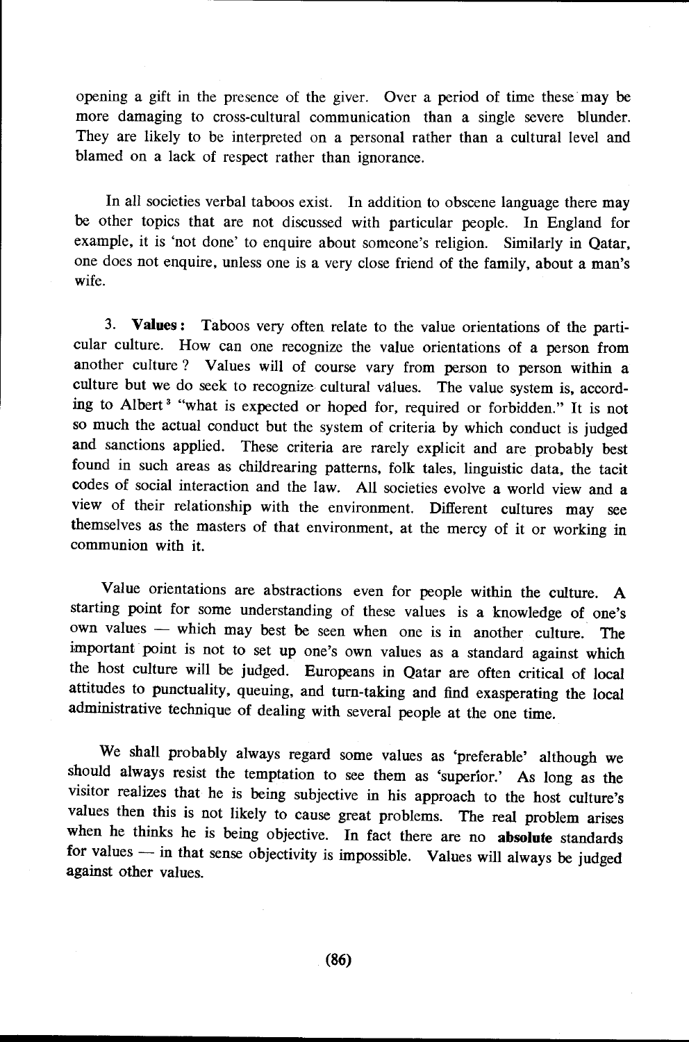opening a gift in the presence of the giver. Over a period of time these may be more damaging to cross-cultural communication than a single severe blunder. They are likely to be interpreted on a personal rather than a cultural level and blamed on a lack of respect rather than ignorance.

In all societies verbal taboos exist. In addition to obscene language there may be other topics that are not discussed with particular people. In England for example, it is 'not done' to enquire about someone's religion. Similarly in Qatar, one does not enquire, unless one is a very close friend of the family, about a man's wife.

3. **Values:** Taboos very often relate to the value orientations of the particular culture. How can one recognize the value orientations of a person from another culture? Values will of course vary from person to person within a culture but we do seek to recognize cultural values. The value system is, according to Albert[3] "what is expected or hoped for, required or forbidden." It is not so much the actual conduct but the system of criteria by which conduct is judged and sanctions applied. These criteria are rarely explicit and are probably best found in such areas as childrearing patterns, folk tales, linguistic data, the tacit codes of social interaction and the law. All societies evolve a world view and a view of their relationship with the environment. Different cultures may see themselves as the masters of that environment, at the mercy of it or working in communion with it.

Value orientations are abstractions even for people within the culture. A starting point for some understanding of these values is a knowledge of one's own values — which may best be seen when one is in another culture. The important point is not to set up one's own values as a standard against which the host culture will be judged. Europeans in Qatar are often critical of local attitudes to punctuality, queuing, and turn-taking and find exasperating the local administrative technique of dealing with several people at the one time.

We shall probably always regard some values as 'preferable' although we should always resist the temptation to see them as 'superior.' As long as the visitor realizes that he is being subjective in his approach to the host culture's values then this is not likely to cause great problems. The real problem arises when he thinks he is being objective. In fact there are no **absolute** standards for values — in that sense objectivity is impossible. Values will always be judged against other values.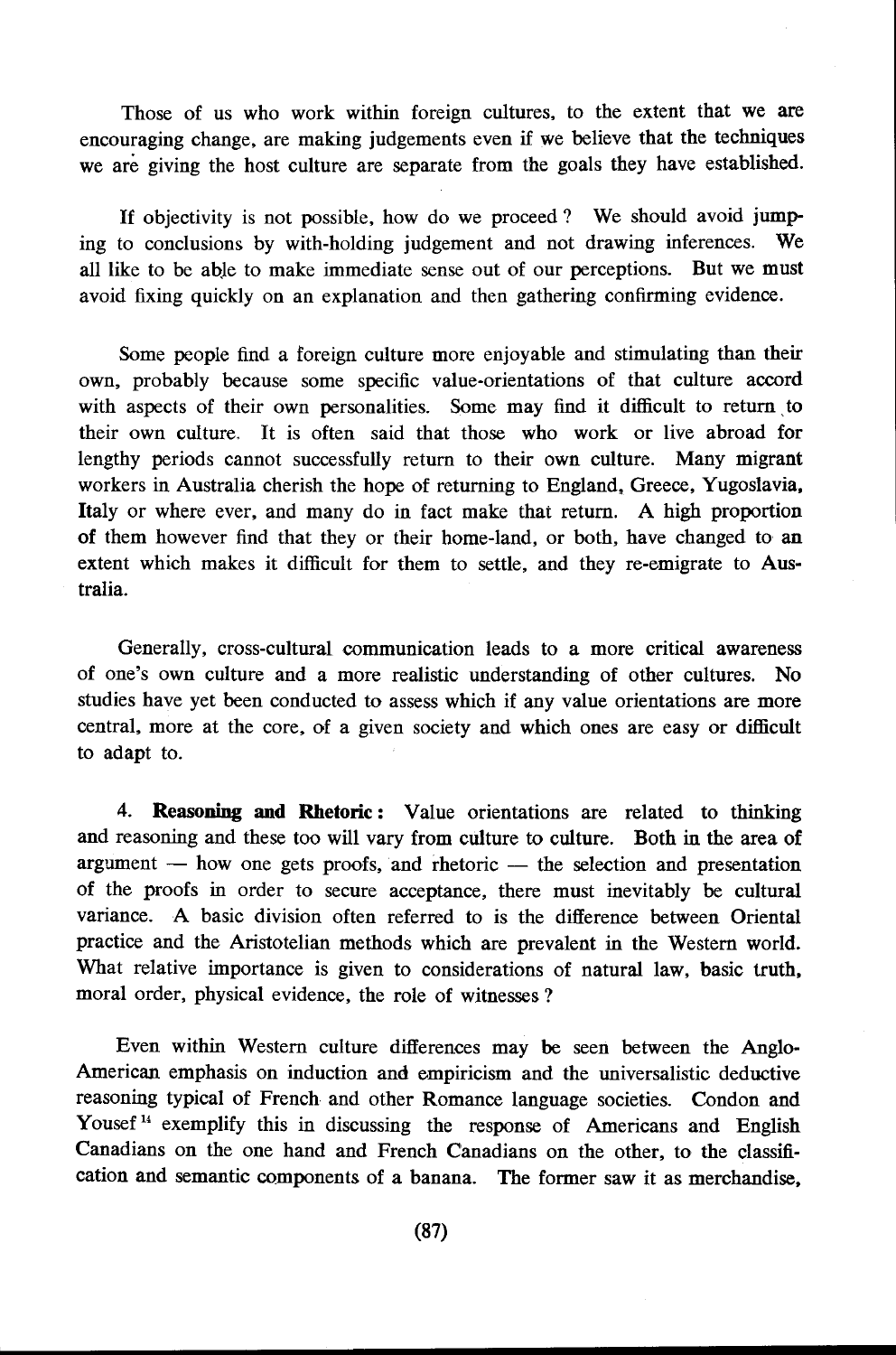Those of us who work within foreign cultures, to the extent that we are encouraging change, are making judgements even if we believe that the techniques we are giving the host culture are separate from the goals they have established.

If objectivity is not possible, how do we proceed? We should avoid jumping to conclusions by with-holding judgement and not drawing inferences. We all like to be able to make immediate sense out of our perceptions. But we must avoid fixing quickly on an explanation and then gathering confirming evidence.

Some people find a foreign culture more enjoyable and stimulating than their own, probably because some specific value-orientations of that culture accord with aspects of their own personalities. Some may find it difficult to return to their own culture. It is often said that those who work or live abroad for lengthy periods cannot successfully return to their own culture. Many migrant workers in Australia cherish the hope of returning to England, Greece, Yugoslavia, Italy or where ever, and many do in fact make that return. A high proportion of them however find that they or their home-land, or both, have changed to an extent which makes it difficult for them to settle, and they re-emigrate to Australia.

Generally, cross-cultural communication leads to a more critical awareness of one's own culture and a more realistic understanding of other cultures. No studies have yet been conducted to assess which if any value orientations are more central, more at the core, of a given society and which ones are easy or difficult to adapt to.

4. **Reasoning and Rhetoric:** Value orientations are related to thinking and reasoning and these too will vary from culture to culture. Both in the area of argument — how one gets proofs, and rhetoric — the selection and presentation of the proofs in order to secure acceptance, there must inevitably be cultural variance. A basic division often referred to is the difference between Oriental practice and the Aristotelian methods which are prevalent in the Western world. What relative importance is given to considerations of natural law, basic truth, moral order, physical evidence, the role of witnesses?

Even within Western culture differences may be seen between the Anglo-American emphasis on induction and empiricism and the universalistic deductive reasoning typical of French and other Romance language societies. Condon and Yousef[14] exemplify this in discussing the response of Americans and English Canadians on the one hand and French Canadians on the other, to the classification and semantic components of a banana. The former saw it as merchandise,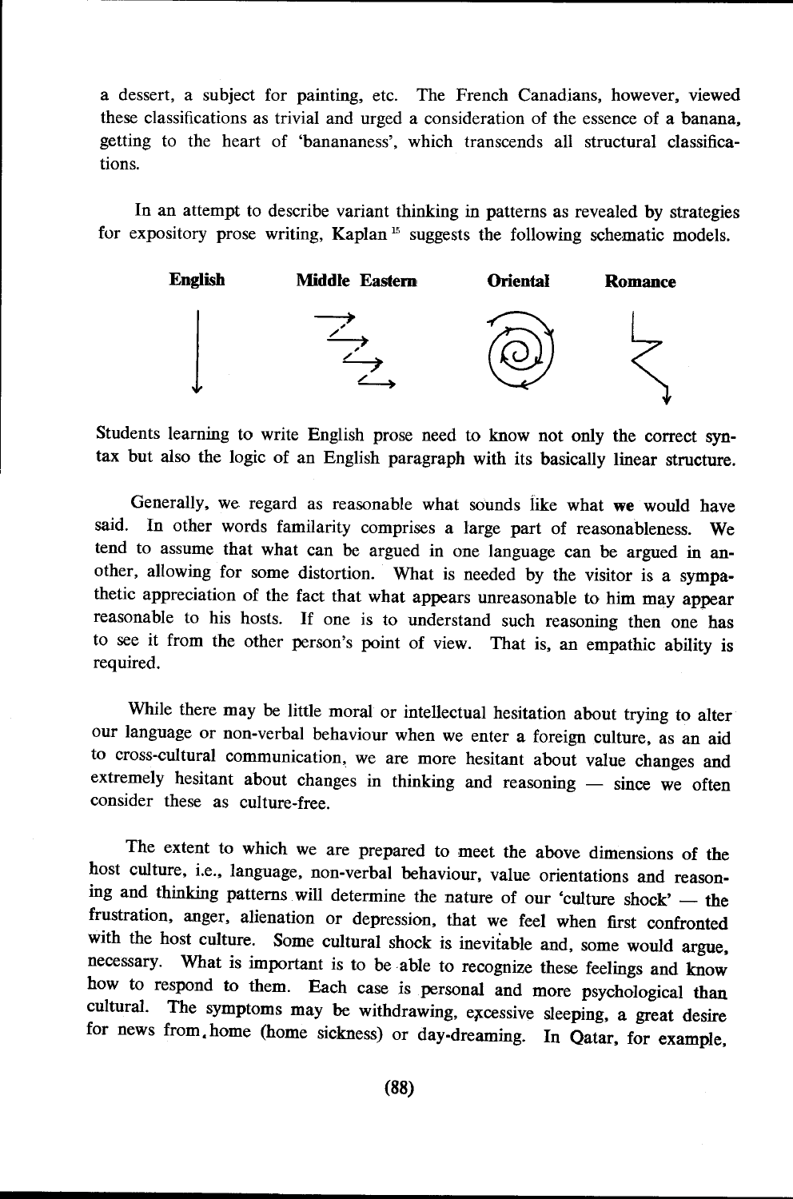a dessert, a subject for painting, etc. The French Canadians, however, viewed these classifications as trivial and urged a consideration of the essence of a banana, getting to the heart of 'bananeness', which transcends all structural classifications.

In an attempt to describe variant thinking in patterns as revealed by strategies for expository prose writing, Kaplan[15] suggests the following schematic models.

**English** **Middle Eastern** **Oriental** **Romance**

Students learning to write English prose need to know not only the correct syntax but also the logic of an English paragraph with its basically linear structure.

Generally, we regard as reasonable what sounds like what **we** would have said. In other words familarity comprises a large part of reasonableness. We tend to assume that what can be argued in one language can be argued in another, allowing for some distortion. What is needed by the visitor is a sympathetic appreciation of the fact that what appears unreasonable to him may appear reasonable to his hosts. If one is to understand such reasoning then one has to see it from the other person's point of view. That is, an empathic ability is required.

While there may be little moral or intellectual hesitation about trying to alter our language or non-verbal behaviour when we enter a foreign culture, as an aid to cross-cultural communication, we are more hesitant about value changes and extremely hesitant about changes in thinking and reasoning — since we often consider these as culture-free.

The extent to which we are prepared to meet the above dimensions of the host culture, i.e., language, non-verbal behaviour, value orientations and reasoning and thinking patterns will determine the nature of our 'culture shock' — the frustration, anger, alienation or depression, that we feel when first confronted with the host culture. Some cultural shock is inevitable and, some would argue, necessary. What is important is to be able to recognize these feelings and know how to respond to them. Each case is personal and more psychological than cultural. The symptoms may be withdrawing, excessive sleeping, a great desire for news from home (home sickness) or day-dreaming. In Qatar, for example,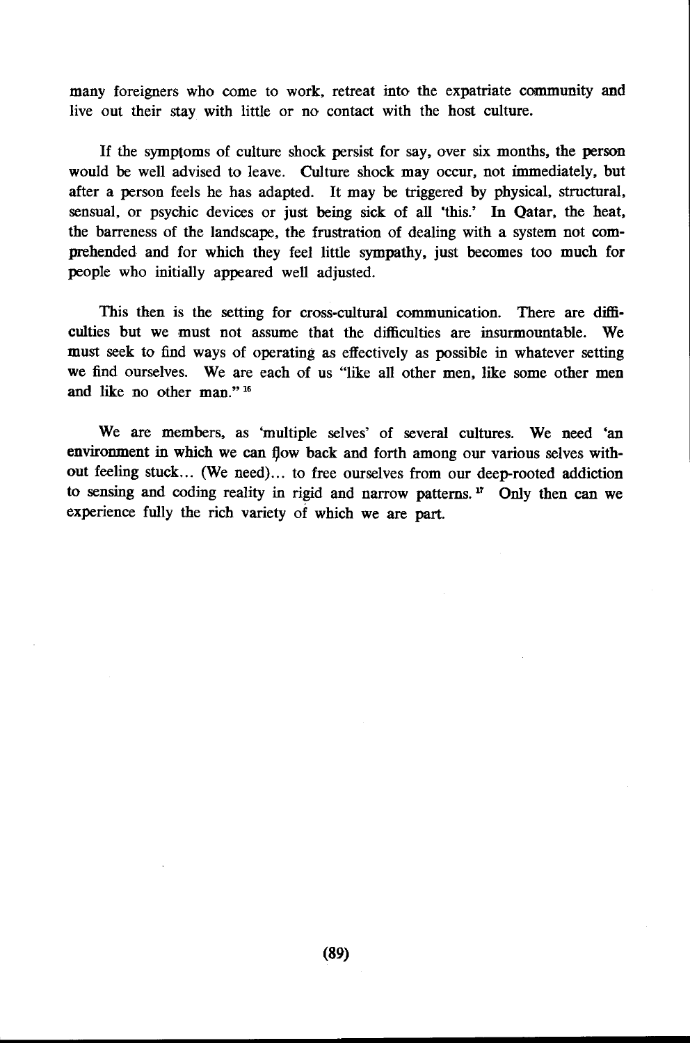many foreigners who come to work, retreat into the expatriate community and live out their stay with little or no contact with the host culture.

If the symptoms of culture shock persist for say, over six months, the person would be well advised to leave. Culture shock may occur, not immediately, but after a person feels he has adapted. It may be triggered by physical, structural, sensual, or psychic devices or just being sick of all 'this.' In Qatar, the heat, the barreness of the landscape, the frustration of dealing with a system not comprehended and for which they feel little sympathy, just becomes too much for people who initially appeared well adjusted.

This then is the setting for cross-cultural communication. There are difficulties but we must not assume that the difficulties are insurmountable. We must seek to find ways of operating as effectively as possible in whatever setting we find ourselves. We are each of us "like all other men, like some other men and like no other man." [16]

We are members, as 'multiple selves' of several cultures. We need 'an environment in which we can flow back and forth among our various selves without feeling stuck... (We need)... to free ourselves from our deep-rooted addiction to sensing and coding reality in rigid and narrow patterns. [17] Only then can we experience fully the rich variety of which we are part.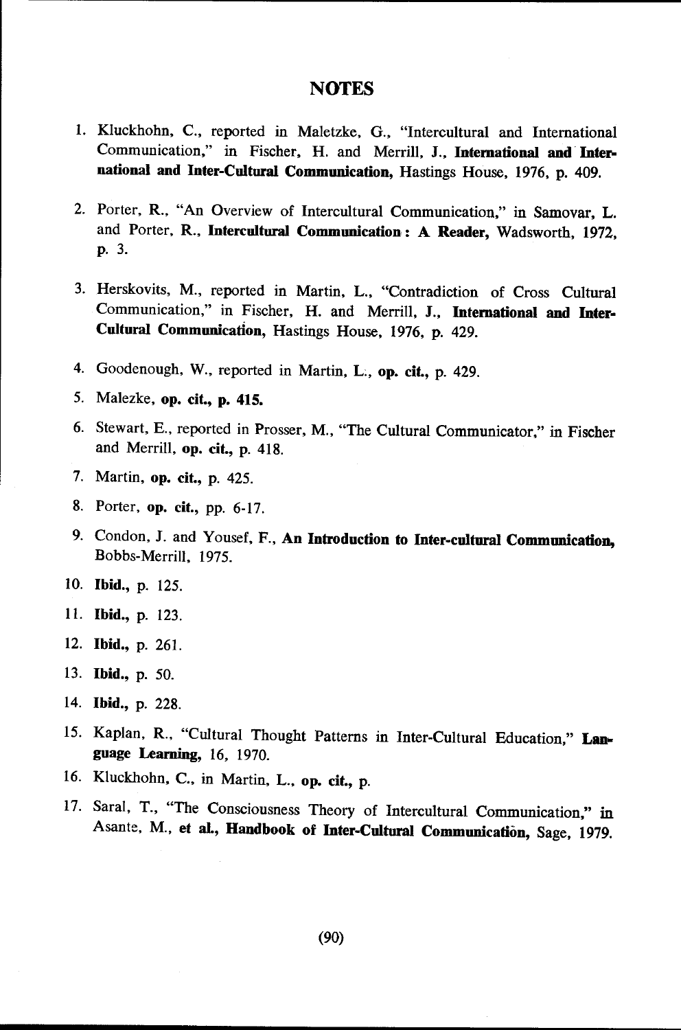# NOTES

1. Kluckhohn, C., reported in Maletzke, G., "Intercultural and International Communication," in Fischer, H. and Merrill, J., **International and International and Inter-Cultural Communication,** Hastings House, 1976, p. 409.

2. Porter, R., "An Overview of Intercultural Communication," in Samovar, L. and Porter, R., **Intercultural Communication : A Reader,** Wadsworth, 1972, p. 3.

3. Herskovits, M., reported in Martin, L., "Contradiction of Cross Cultural Communication," in Fischer, H. and Merrill, J., **International and Inter-Cultural Communication,** Hastings House, 1976, p. 429.

4. Goodenough, W., reported in Martin, L., **op. cit.,** p. 429.

5. Malezke, **op. cit., p. 415.**

6. Stewart, E., reported in Prosser, M., "The Cultural Communicator," in Fischer and Merrill, **op. cit.,** p. 418.

7. Martin, **op. cit.,** p. 425.

8. Porter, **op. cit.,** pp. 6-17.

9. Condon, J. and Yousef, F., **An Introduction to Inter-cultural Communication,** Bobbs-Merrill, 1975.

10. **Ibid.,** p. 125.

11. **Ibid.,** p. 123.

12. **Ibid.,** p. 261.

13. **Ibid.,** p. 50.

14. **Ibid.,** p. 228.

15. Kaplan, R., "Cultural Thought Patterns in Inter-Cultural Education," **Language Learning,** 16, 1970.

16. Kluckhohn, C., in Martin, L., **op. cit.,** p.

17. Saral, T., "The Consciousness Theory of Intercultural Communication," in Asante, M., **et al., Handbook of Inter-Cultural Communication,** Sage, 1979.